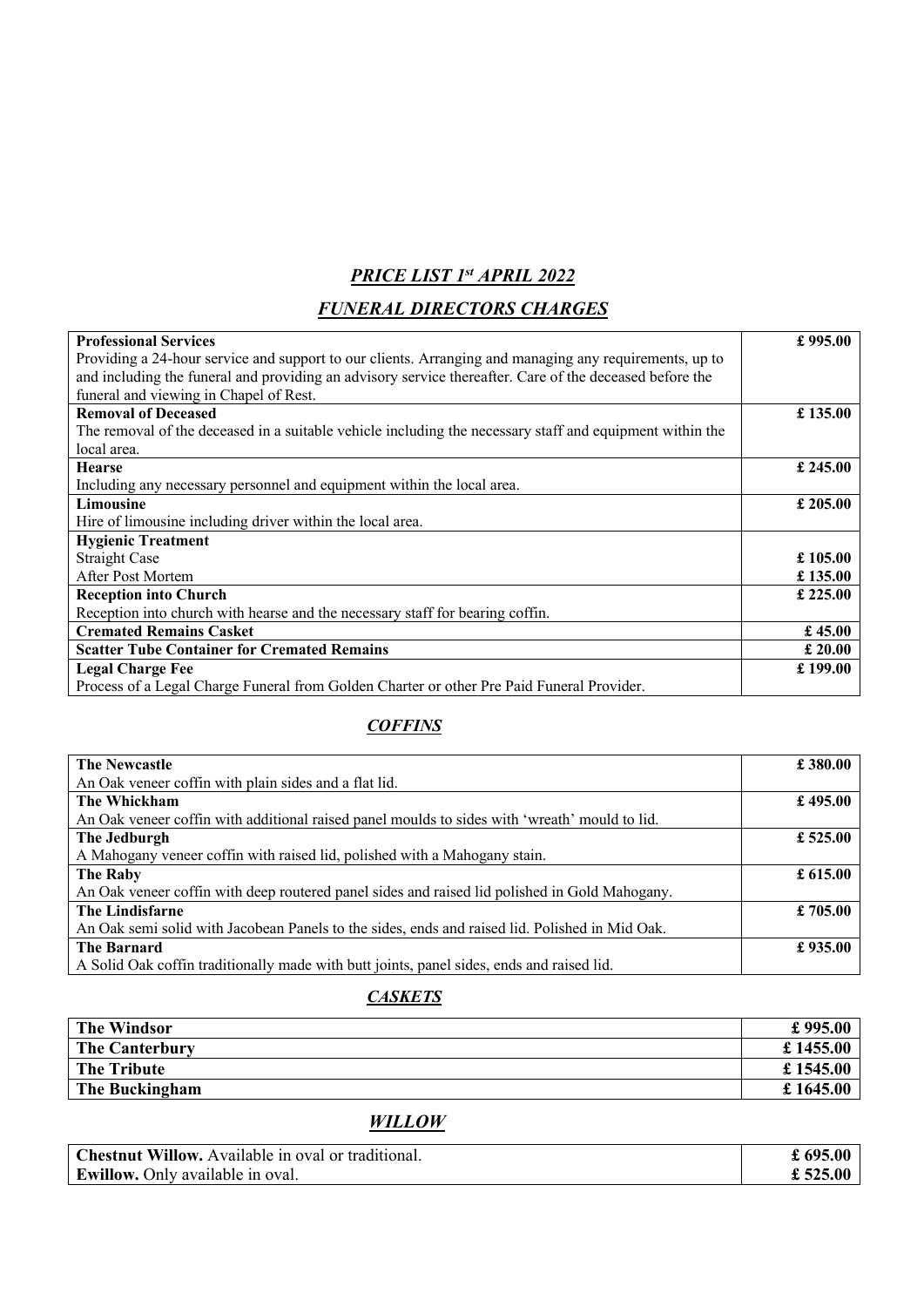## *PRICE LIST 1st APRIL 2022*

## *FUNERAL DIRECTORS CHARGES*

| Item | Price |
|---|---|
| **Professional Services**<br>Providing a 24-hour service and support to our clients. Arranging and managing any requirements, up to and including the funeral and providing an advisory service thereafter. Care of the deceased before the funeral and viewing in Chapel of Rest. | **£ 995.00** |
| **Removal of Deceased**<br>The removal of the deceased in a suitable vehicle including the necessary staff and equipment within the local area. | **£ 135.00** |
| **Hearse**<br>Including any necessary personnel and equipment within the local area. | **£ 245.00** |
| **Limousine**<br>Hire of limousine including driver within the local area. | **£ 205.00** |
| **Hygienic Treatment** | |
| Straight Case | **£ 105.00** |
| After Post Mortem | **£ 135.00** |
| **Reception into Church**<br>Reception into church with hearse and the necessary staff for bearing coffin. | **£ 225.00** |
| **Cremated Remains Casket** | **£ 45.00** |
| **Scatter Tube Container for Cremated Remains** | **£ 20.00** |
| **Legal Charge Fee**<br>Process of a Legal Charge Funeral from Golden Charter or other Pre Paid Funeral Provider. | **£ 199.00** |

## *COFFINS*

| Coffin | Price |
|---|---|
| **The Newcastle**<br>An Oak veneer coffin with plain sides and a flat lid. | **£ 380.00** |
| **The Whickham**<br>An Oak veneer coffin with additional raised panel moulds to sides with 'wreath' mould to lid. | **£ 495.00** |
| **The Jedburgh**<br>A Mahogany veneer coffin with raised lid, polished with a Mahogany stain. | **£ 525.00** |
| **The Raby**<br>An Oak veneer coffin with deep routered panel sides and raised lid polished in Gold Mahogany. | **£ 615.00** |
| **The Lindisfarne**<br>An Oak semi solid with Jacobean Panels to the sides, ends and raised lid. Polished in Mid Oak. | **£ 705.00** |
| **The Barnard**<br>A Solid Oak coffin traditionally made with butt joints, panel sides, ends and raised lid. | **£ 935.00** |

## *CASKETS*

| Casket | Price |
|---|---|
| **The Windsor** | **£ 995.00** |
| **The Canterbury** | **£ 1455.00** |
| **The Tribute** | **£ 1545.00** |
| **The Buckingham** | **£ 1645.00** |

## *WILLOW*

| Willow | Price |
|---|---|
| **Chestnut Willow.** Available in oval or traditional. | **£ 695.00** |
| **Ewillow.** Only available in oval. | **£ 525.00** |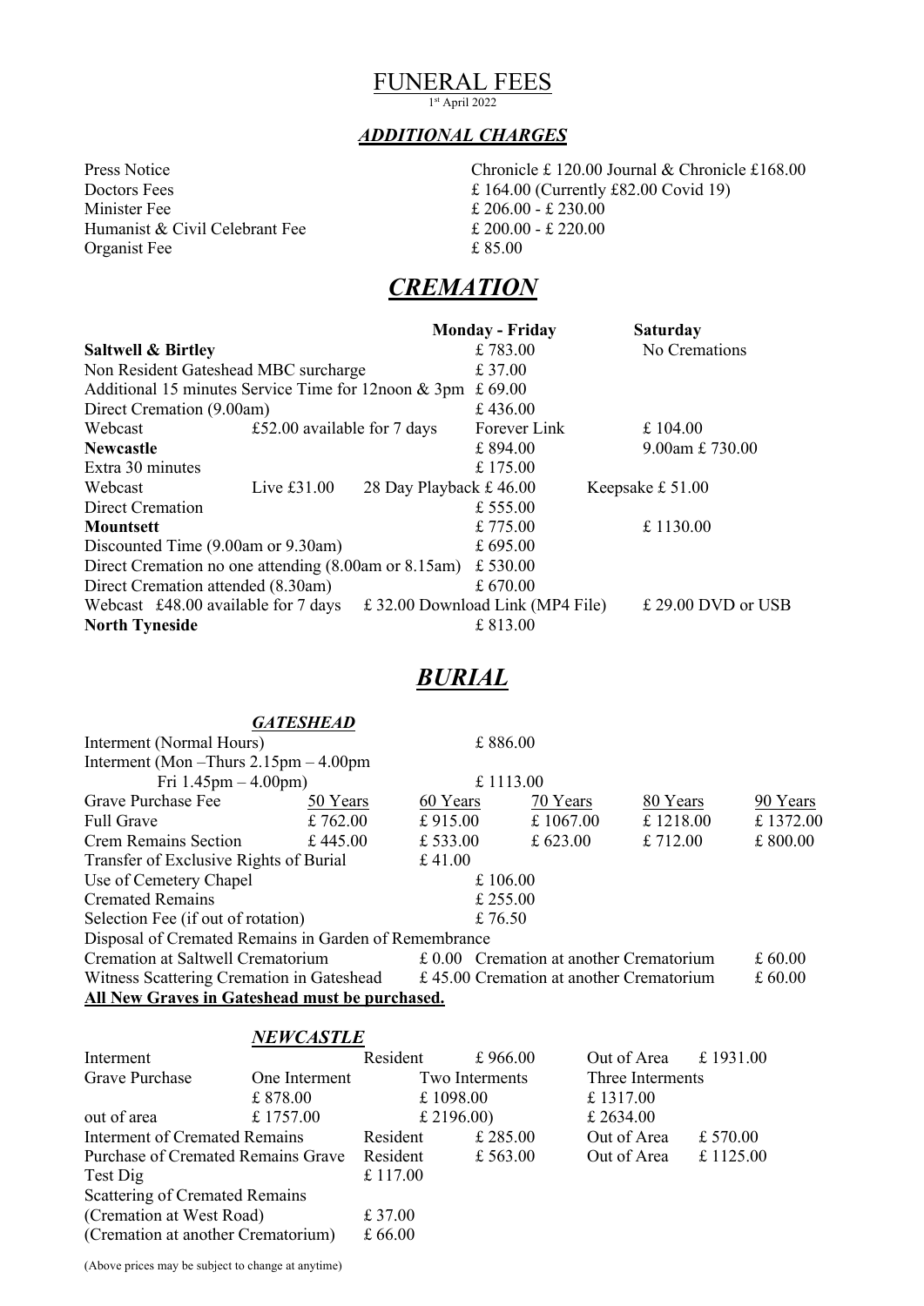# FUNERAL FEES

1st April 2022

## *ADDITIONAL CHARGES*

| | |
|---|---|
| Press Notice | Chronicle £ 120.00 Journal & Chronicle £168.00 |
| Doctors Fees | £ 164.00 (Currently £82.00 Covid 19) |
| Minister Fee | £ 206.00 - £ 230.00 |
| Humanist & Civil Celebrant Fee | £ 200.00 - £ 220.00 |
| Organist Fee | £ 85.00 |

## *CREMATION*

| | | Monday - Friday | Saturday |
|---|---|---|---|
| **Saltwell & Birtley** | | £ 783.00 | No Cremations |
| Non Resident Gateshead MBC surcharge | | £ 37.00 | |
| Additional 15 minutes Service Time for 12noon & 3pm | | £ 69.00 | |
| Direct Cremation (9.00am) | | £ 436.00 | |
| Webcast | £52.00 available for 7 days | Forever Link | £ 104.00 |
| **Newcastle** | | £ 894.00 | 9.00am £ 730.00 |
| Extra 30 minutes | | £ 175.00 | |
| Webcast | Live £31.00 | 28 Day Playback £ 46.00 | Keepsake £ 51.00 |
| Direct Cremation | | £ 555.00 | |
| **Mountsett** | | £ 775.00 | £ 1130.00 |
| Discounted Time (9.00am or 9.30am) | | £ 695.00 | |
| Direct Cremation no one attending (8.00am or 8.15am) | | £ 530.00 | |
| Direct Cremation attended (8.30am) | | £ 670.00 | |
| Webcast £48.00 available for 7 days | | £ 32.00 Download Link (MP4 File) | £ 29.00 DVD or USB |
| **North Tyneside** | | £ 813.00 | |

## *BURIAL*

### *GATESHEAD*

| | | | | | |
|---|---|---|---|---|---|
| Interment (Normal Hours) | | | £ 886.00 | | |
| Interment (Mon –Thurs 2.15pm – 4.00pm Fri 1.45pm – 4.00pm) | | | £ 1113.00 | | |
| Grave Purchase Fee | 50 Years | 60 Years | 70 Years | 80 Years | 90 Years |
| Full Grave | £ 762.00 | £ 915.00 | £ 1067.00 | £ 1218.00 | £ 1372.00 |
| Crem Remains Section | £ 445.00 | £ 533.00 | £ 623.00 | £ 712.00 | £ 800.00 |
| Transfer of Exclusive Rights of Burial | | £ 41.00 | | | |
| Use of Cemetery Chapel | | | £ 106.00 | | |
| Cremated Remains | | | £ 255.00 | | |
| Selection Fee (if out of rotation) | | | £ 76.50 | | |

Disposal of Cremated Remains in Garden of Remembrance

| | | | |
|---|---|---|---|
| Cremation at Saltwell Crematorium | £ 0.00 | Cremation at another Crematorium | £ 60.00 |
| Witness Scattering Cremation in Gateshead | £ 45.00 | Cremation at another Crematorium | £ 60.00 |

**All New Graves in Gateshead must be purchased.**

### *NEWCASTLE*

| | | | | | |
|---|---|---|---|---|---|
| Interment | | Resident | £ 966.00 | Out of Area | £ 1931.00 |
| Grave Purchase | One Interment | Two Interments | | Three Interments | |
| | £ 878.00 | £ 1098.00 | | £ 1317.00 | |
| out of area | £ 1757.00 | £ 2196.00) | | £ 2634.00 | |
| Interment of Cremated Remains | | Resident | £ 285.00 | Out of Area | £ 570.00 |
| Purchase of Cremated Remains Grave | | Resident | £ 563.00 | Out of Area | £ 1125.00 |
| Test Dig | | £ 117.00 | | | |
| Scattering of Cremated Remains | | | | | |
| (Cremation at West Road) | | £ 37.00 | | | |
| (Cremation at another Crematorium) | | £ 66.00 | | | |

(Above prices may be subject to change at anytime)